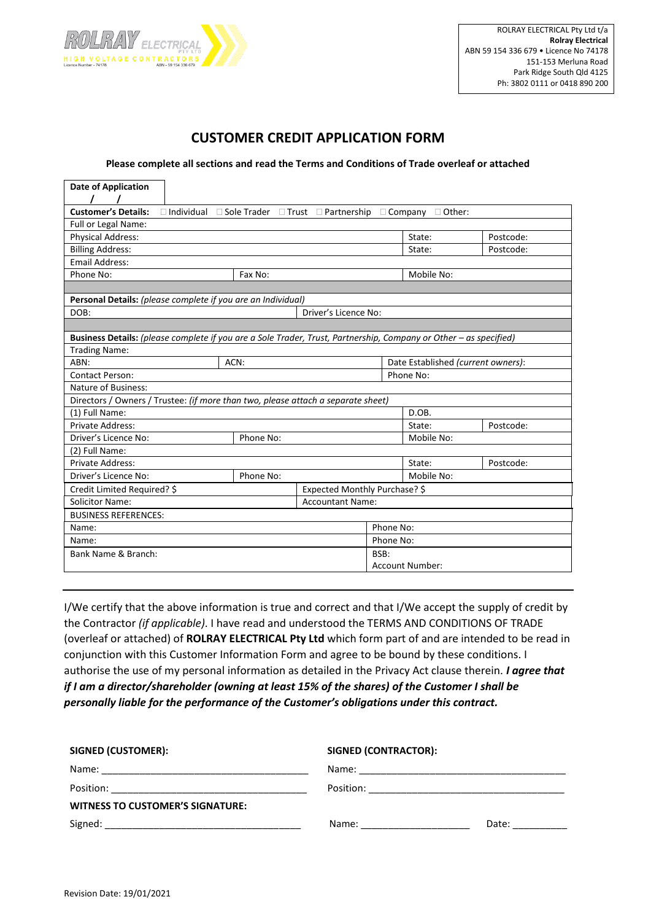ROLRAY ELECTRICAL Pty Ltd t/a
**Rolray Electrical**
ABN 59 154 336 679 • Licence No 74178
151-153 Merluna Road
Park Ridge South Qld 4125
Ph: 3802 0111 or 0418 890 200

# CUSTOMER CREDIT APPLICATION FORM

**Please complete all sections and read the Terms and Conditions of Trade overleaf or attached**

| **Date of Application** / / | | | |
|---|---|---|---|
| **Customer's Details:** ☐ Individual ☐ Sole Trader ☐ Trust ☐ Partnership ☐ Company ☐ Other: | | | |
| Full or Legal Name: | | | |
| Physical Address: | | State: | Postcode: |
| Billing Address: | | State: | Postcode: |
| Email Address: | | | |
| Phone No: | Fax No: | Mobile No: | |
| | | | |
| **Personal Details:** *(please complete if you are an Individual)* | | | |
| DOB: | Driver's Licence No: | | |
| | | | |
| **Business Details:** *(please complete if you are a Sole Trader, Trust, Partnership, Company or Other – as specified)* | | | |
| Trading Name: | | | |
| ABN: | ACN: | Date Established *(current owners)*: | |
| Contact Person: | | Phone No: | |
| Nature of Business: | | | |
| Directors / Owners / Trustee: *(if more than two, please attach a separate sheet)* | | | |
| (1) Full Name: | | D.OB. | |
| Private Address: | | State: | Postcode: |
| Driver's Licence No: | Phone No: | Mobile No: | |
| (2) Full Name: | | | |
| Private Address: | | State: | Postcode: |
| Driver's Licence No: | Phone No: | Mobile No: | |
| Credit Limited Required? $ | Expected Monthly Purchase? $ | | |
| Solicitor Name: | Accountant Name: | | |
| BUSINESS REFERENCES: | | | |
| Name: | | Phone No: | |
| Name: | | Phone No: | |
| Bank Name & Branch: | | BSB: <br> Account Number: | |

I/We certify that the above information is true and correct and that I/We accept the supply of credit by the Contractor *(if applicable)*. I have read and understood the TERMS AND CONDITIONS OF TRADE (overleaf or attached) of **ROLRAY ELECTRICAL Pty Ltd** which form part of and are intended to be read in conjunction with this Customer Information Form and agree to be bound by these conditions. I authorise the use of my personal information as detailed in the Privacy Act clause therein. ***I agree that if I am a director/shareholder (owning at least 15% of the shares) of the Customer I shall be personally liable for the performance of the Customer's obligations under this contract.***

**SIGNED (CUSTOMER):**

Name: ______________________________________

Position: ____________________________________

**WITNESS TO CUSTOMER'S SIGNATURE:**

Signed: ____________________________________

**SIGNED (CONTRACTOR):**

Name: ______________________________________

Position: ____________________________________

Name: ____________________ Date: __________

Revision Date: 19/01/2021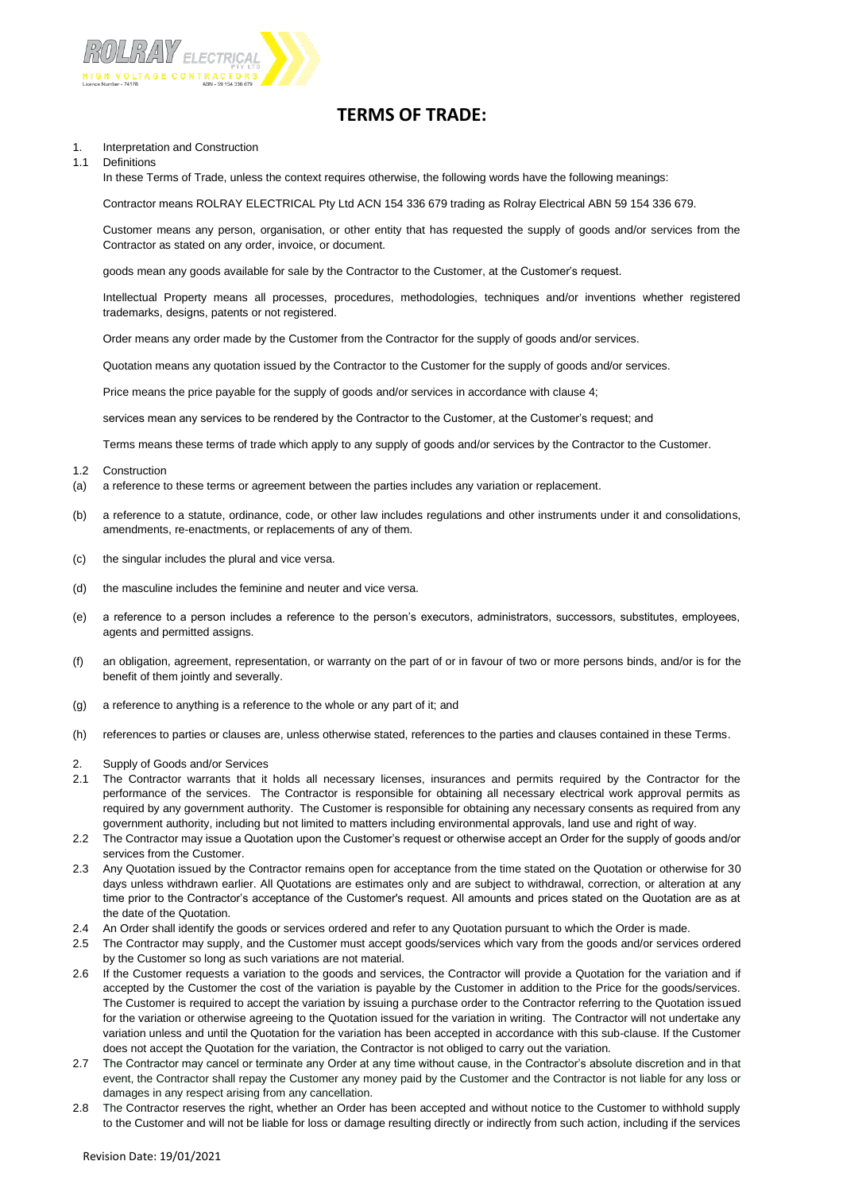# TERMS OF TRADE:

1. Interpretation and Construction

1.1 Definitions

In these Terms of Trade, unless the context requires otherwise, the following words have the following meanings:

Contractor means ROLRAY ELECTRICAL Pty Ltd ACN 154 336 679 trading as Rolray Electrical ABN 59 154 336 679.

Customer means any person, organisation, or other entity that has requested the supply of goods and/or services from the Contractor as stated on any order, invoice, or document.

goods mean any goods available for sale by the Contractor to the Customer, at the Customer's request.

Intellectual Property means all processes, procedures, methodologies, techniques and/or inventions whether registered trademarks, designs, patents or not registered.

Order means any order made by the Customer from the Contractor for the supply of goods and/or services.

Quotation means any quotation issued by the Contractor to the Customer for the supply of goods and/or services.

Price means the price payable for the supply of goods and/or services in accordance with clause 4;

services mean any services to be rendered by the Contractor to the Customer, at the Customer's request; and

Terms means these terms of trade which apply to any supply of goods and/or services by the Contractor to the Customer.

1.2 Construction

(a) a reference to these terms or agreement between the parties includes any variation or replacement.

(b) a reference to a statute, ordinance, code, or other law includes regulations and other instruments under it and consolidations, amendments, re-enactments, or replacements of any of them.

(c) the singular includes the plural and vice versa.

(d) the masculine includes the feminine and neuter and vice versa.

(e) a reference to a person includes a reference to the person's executors, administrators, successors, substitutes, employees, agents and permitted assigns.

(f) an obligation, agreement, representation, or warranty on the part of or in favour of two or more persons binds, and/or is for the benefit of them jointly and severally.

(g) a reference to anything is a reference to the whole or any part of it; and

(h) references to parties or clauses are, unless otherwise stated, references to the parties and clauses contained in these Terms.

2. Supply of Goods and/or Services

2.1 The Contractor warrants that it holds all necessary licenses, insurances and permits required by the Contractor for the performance of the services. The Contractor is responsible for obtaining all necessary electrical work approval permits as required by any government authority. The Customer is responsible for obtaining any necessary consents as required from any government authority, including but not limited to matters including environmental approvals, land use and right of way.

2.2 The Contractor may issue a Quotation upon the Customer's request or otherwise accept an Order for the supply of goods and/or services from the Customer.

2.3 Any Quotation issued by the Contractor remains open for acceptance from the time stated on the Quotation or otherwise for 30 days unless withdrawn earlier. All Quotations are estimates only and are subject to withdrawal, correction, or alteration at any time prior to the Contractor's acceptance of the Customer's request. All amounts and prices stated on the Quotation are as at the date of the Quotation.

2.4 An Order shall identify the goods or services ordered and refer to any Quotation pursuant to which the Order is made.

2.5 The Contractor may supply, and the Customer must accept goods/services which vary from the goods and/or services ordered by the Customer so long as such variations are not material.

2.6 If the Customer requests a variation to the goods and services, the Contractor will provide a Quotation for the variation and if accepted by the Customer the cost of the variation is payable by the Customer in addition to the Price for the goods/services. The Customer is required to accept the variation by issuing a purchase order to the Contractor referring to the Quotation issued for the variation or otherwise agreeing to the Quotation issued for the variation in writing. The Contractor will not undertake any variation unless and until the Quotation for the variation has been accepted in accordance with this sub-clause. If the Customer does not accept the Quotation for the variation, the Contractor is not obliged to carry out the variation.

2.7 The Contractor may cancel or terminate any Order at any time without cause, in the Contractor's absolute discretion and in that event, the Contractor shall repay the Customer any money paid by the Customer and the Contractor is not liable for any loss or damages in any respect arising from any cancellation.

2.8 The Contractor reserves the right, whether an Order has been accepted and without notice to the Customer to withhold supply to the Customer and will not be liable for loss or damage resulting directly or indirectly from such action, including if the services

Revision Date: 19/01/2021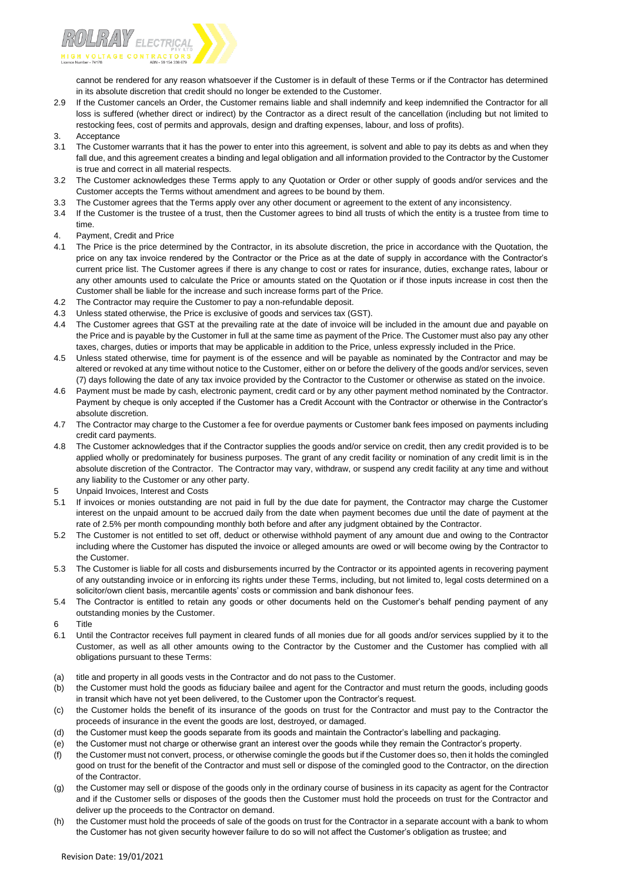cannot be rendered for any reason whatsoever if the Customer is in default of these Terms or if the Contractor has determined in its absolute discretion that credit should no longer be extended to the Customer.

2.9 If the Customer cancels an Order, the Customer remains liable and shall indemnify and keep indemnified the Contractor for all loss is suffered (whether direct or indirect) by the Contractor as a direct result of the cancellation (including but not limited to restocking fees, cost of permits and approvals, design and drafting expenses, labour, and loss of profits).

3. Acceptance

3.1 The Customer warrants that it has the power to enter into this agreement, is solvent and able to pay its debts as and when they fall due, and this agreement creates a binding and legal obligation and all information provided to the Contractor by the Customer is true and correct in all material respects.

3.2 The Customer acknowledges these Terms apply to any Quotation or Order or other supply of goods and/or services and the Customer accepts the Terms without amendment and agrees to be bound by them.

3.3 The Customer agrees that the Terms apply over any other document or agreement to the extent of any inconsistency.

3.4 If the Customer is the trustee of a trust, then the Customer agrees to bind all trusts of which the entity is a trustee from time to time.

4. Payment, Credit and Price

4.1 The Price is the price determined by the Contractor, in its absolute discretion, the price in accordance with the Quotation, the price on any tax invoice rendered by the Contractor or the Price as at the date of supply in accordance with the Contractor's current price list. The Customer agrees if there is any change to cost or rates for insurance, duties, exchange rates, labour or any other amounts used to calculate the Price or amounts stated on the Quotation or if those inputs increase in cost then the Customer shall be liable for the increase and such increase forms part of the Price.

4.2 The Contractor may require the Customer to pay a non-refundable deposit.

4.3 Unless stated otherwise, the Price is exclusive of goods and services tax (GST).

4.4 The Customer agrees that GST at the prevailing rate at the date of invoice will be included in the amount due and payable on the Price and is payable by the Customer in full at the same time as payment of the Price. The Customer must also pay any other taxes, charges, duties or imports that may be applicable in addition to the Price, unless expressly included in the Price.

4.5 Unless stated otherwise, time for payment is of the essence and will be payable as nominated by the Contractor and may be altered or revoked at any time without notice to the Customer, either on or before the delivery of the goods and/or services, seven (7) days following the date of any tax invoice provided by the Contractor to the Customer or otherwise as stated on the invoice.

4.6 Payment must be made by cash, electronic payment, credit card or by any other payment method nominated by the Contractor. Payment by cheque is only accepted if the Customer has a Credit Account with the Contractor or otherwise in the Contractor's absolute discretion.

4.7 The Contractor may charge to the Customer a fee for overdue payments or Customer bank fees imposed on payments including credit card payments.

4.8 The Customer acknowledges that if the Contractor supplies the goods and/or service on credit, then any credit provided is to be applied wholly or predominately for business purposes. The grant of any credit facility or nomination of any credit limit is in the absolute discretion of the Contractor. The Contractor may vary, withdraw, or suspend any credit facility at any time and without any liability to the Customer or any other party.

5 Unpaid Invoices, Interest and Costs

5.1 If invoices or monies outstanding are not paid in full by the due date for payment, the Contractor may charge the Customer interest on the unpaid amount to be accrued daily from the date when payment becomes due until the date of payment at the rate of 2.5% per month compounding monthly both before and after any judgment obtained by the Contractor.

5.2 The Customer is not entitled to set off, deduct or otherwise withhold payment of any amount due and owing to the Contractor including where the Customer has disputed the invoice or alleged amounts are owed or will become owing by the Contractor to the Customer.

5.3 The Customer is liable for all costs and disbursements incurred by the Contractor or its appointed agents in recovering payment of any outstanding invoice or in enforcing its rights under these Terms, including, but not limited to, legal costs determined on a solicitor/own client basis, mercantile agents' costs or commission and bank dishonour fees.

5.4 The Contractor is entitled to retain any goods or other documents held on the Customer's behalf pending payment of any outstanding monies by the Customer.

6 Title

6.1 Until the Contractor receives full payment in cleared funds of all monies due for all goods and/or services supplied by it to the Customer, as well as all other amounts owing to the Contractor by the Customer and the Customer has complied with all obligations pursuant to these Terms:

(a) title and property in all goods vests in the Contractor and do not pass to the Customer.

(b) the Customer must hold the goods as fiduciary bailee and agent for the Contractor and must return the goods, including goods in transit which have not yet been delivered, to the Customer upon the Contractor's request.

(c) the Customer holds the benefit of its insurance of the goods on trust for the Contractor and must pay to the Contractor the proceeds of insurance in the event the goods are lost, destroyed, or damaged.

(d) the Customer must keep the goods separate from its goods and maintain the Contractor's labelling and packaging.

(e) the Customer must not charge or otherwise grant an interest over the goods while they remain the Contractor's property.

(f) the Customer must not convert, process, or otherwise comingle the goods but if the Customer does so, then it holds the comingled good on trust for the benefit of the Contractor and must sell or dispose of the comingled good to the Contractor, on the direction of the Contractor.

(g) the Customer may sell or dispose of the goods only in the ordinary course of business in its capacity as agent for the Contractor and if the Customer sells or disposes of the goods then the Customer must hold the proceeds on trust for the Contractor and deliver up the proceeds to the Contractor on demand.

(h) the Customer must hold the proceeds of sale of the goods on trust for the Contractor in a separate account with a bank to whom the Customer has not given security however failure to do so will not affect the Customer's obligation as trustee; and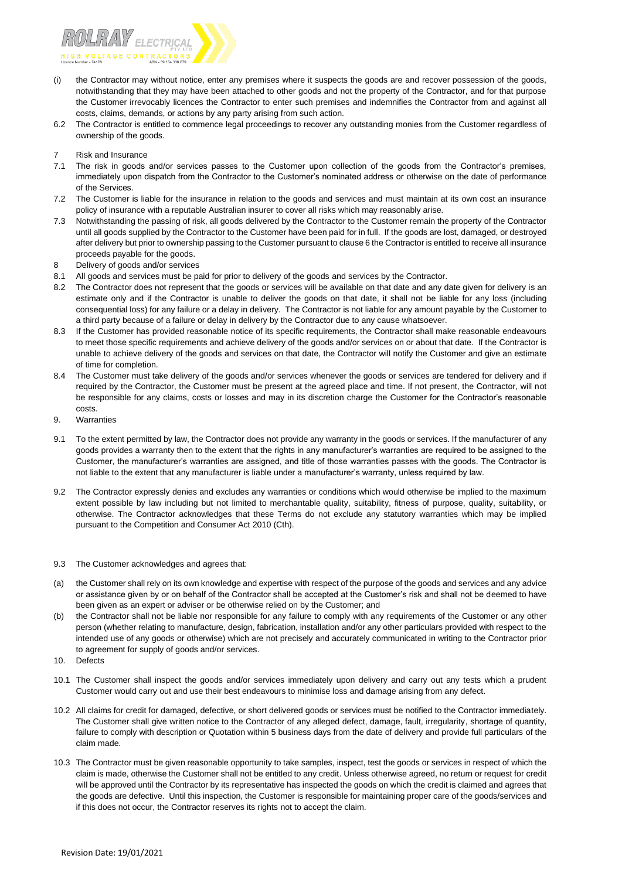(i) the Contractor may without notice, enter any premises where it suspects the goods are and recover possession of the goods, notwithstanding that they may have been attached to other goods and not the property of the Contractor, and for that purpose the Customer irrevocably licences the Contractor to enter such premises and indemnifies the Contractor from and against all costs, claims, demands, or actions by any party arising from such action.

6.2 The Contractor is entitled to commence legal proceedings to recover any outstanding monies from the Customer regardless of ownership of the goods.

7 Risk and Insurance

7.1 The risk in goods and/or services passes to the Customer upon collection of the goods from the Contractor's premises, immediately upon dispatch from the Contractor to the Customer's nominated address or otherwise on the date of performance of the Services.

7.2 The Customer is liable for the insurance in relation to the goods and services and must maintain at its own cost an insurance policy of insurance with a reputable Australian insurer to cover all risks which may reasonably arise.

7.3 Notwithstanding the passing of risk, all goods delivered by the Contractor to the Customer remain the property of the Contractor until all goods supplied by the Contractor to the Customer have been paid for in full. If the goods are lost, damaged, or destroyed after delivery but prior to ownership passing to the Customer pursuant to clause 6 the Contractor is entitled to receive all insurance proceeds payable for the goods.

8 Delivery of goods and/or services

8.1 All goods and services must be paid for prior to delivery of the goods and services by the Contractor.

8.2 The Contractor does not represent that the goods or services will be available on that date and any date given for delivery is an estimate only and if the Contractor is unable to deliver the goods on that date, it shall not be liable for any loss (including consequential loss) for any failure or a delay in delivery. The Contractor is not liable for any amount payable by the Customer to a third party because of a failure or delay in delivery by the Contractor due to any cause whatsoever.

8.3 If the Customer has provided reasonable notice of its specific requirements, the Contractor shall make reasonable endeavours to meet those specific requirements and achieve delivery of the goods and/or services on or about that date. If the Contractor is unable to achieve delivery of the goods and services on that date, the Contractor will notify the Customer and give an estimate of time for completion.

8.4 The Customer must take delivery of the goods and/or services whenever the goods or services are tendered for delivery and if required by the Contractor, the Customer must be present at the agreed place and time. If not present, the Contractor, will not be responsible for any claims, costs or losses and may in its discretion charge the Customer for the Contractor's reasonable costs.

9. Warranties

9.1 To the extent permitted by law, the Contractor does not provide any warranty in the goods or services. If the manufacturer of any goods provides a warranty then to the extent that the rights in any manufacturer's warranties are required to be assigned to the Customer, the manufacturer's warranties are assigned, and title of those warranties passes with the goods. The Contractor is not liable to the extent that any manufacturer is liable under a manufacturer's warranty, unless required by law.

9.2 The Contractor expressly denies and excludes any warranties or conditions which would otherwise be implied to the maximum extent possible by law including but not limited to merchantable quality, suitability, fitness of purpose, quality, suitability, or otherwise. The Contractor acknowledges that these Terms do not exclude any statutory warranties which may be implied pursuant to the Competition and Consumer Act 2010 (Cth).

9.3 The Customer acknowledges and agrees that:

(a) the Customer shall rely on its own knowledge and expertise with respect of the purpose of the goods and services and any advice or assistance given by or on behalf of the Contractor shall be accepted at the Customer's risk and shall not be deemed to have been given as an expert or adviser or be otherwise relied on by the Customer; and

(b) the Contractor shall not be liable nor responsible for any failure to comply with any requirements of the Customer or any other person (whether relating to manufacture, design, fabrication, installation and/or any other particulars provided with respect to the intended use of any goods or otherwise) which are not precisely and accurately communicated in writing to the Contractor prior to agreement for supply of goods and/or services.

10. Defects

10.1 The Customer shall inspect the goods and/or services immediately upon delivery and carry out any tests which a prudent Customer would carry out and use their best endeavours to minimise loss and damage arising from any defect.

10.2 All claims for credit for damaged, defective, or short delivered goods or services must be notified to the Contractor immediately. The Customer shall give written notice to the Contractor of any alleged defect, damage, fault, irregularity, shortage of quantity, failure to comply with description or Quotation within 5 business days from the date of delivery and provide full particulars of the claim made.

10.3 The Contractor must be given reasonable opportunity to take samples, inspect, test the goods or services in respect of which the claim is made, otherwise the Customer shall not be entitled to any credit. Unless otherwise agreed, no return or request for credit will be approved until the Contractor by its representative has inspected the goods on which the credit is claimed and agrees that the goods are defective. Until this inspection, the Customer is responsible for maintaining proper care of the goods/services and if this does not occur, the Contractor reserves its rights not to accept the claim.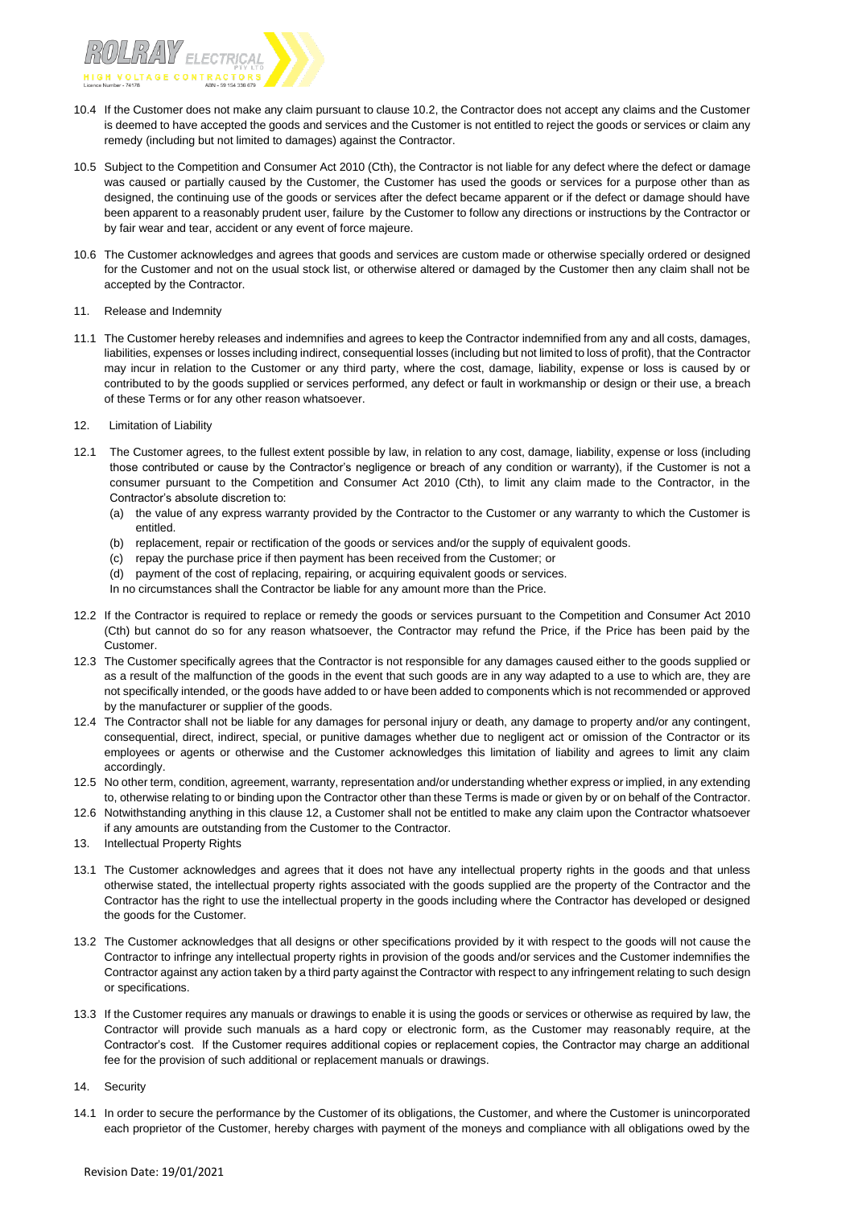10.4 If the Customer does not make any claim pursuant to clause 10.2, the Contractor does not accept any claims and the Customer is deemed to have accepted the goods and services and the Customer is not entitled to reject the goods or services or claim any remedy (including but not limited to damages) against the Contractor.

10.5 Subject to the Competition and Consumer Act 2010 (Cth), the Contractor is not liable for any defect where the defect or damage was caused or partially caused by the Customer, the Customer has used the goods or services for a purpose other than as designed, the continuing use of the goods or services after the defect became apparent or if the defect or damage should have been apparent to a reasonably prudent user, failure by the Customer to follow any directions or instructions by the Contractor or by fair wear and tear, accident or any event of force majeure.

10.6 The Customer acknowledges and agrees that goods and services are custom made or otherwise specially ordered or designed for the Customer and not on the usual stock list, or otherwise altered or damaged by the Customer then any claim shall not be accepted by the Contractor.

## 11. Release and Indemnity

11.1 The Customer hereby releases and indemnifies and agrees to keep the Contractor indemnified from any and all costs, damages, liabilities, expenses or losses including indirect, consequential losses (including but not limited to loss of profit), that the Contractor may incur in relation to the Customer or any third party, where the cost, damage, liability, expense or loss is caused by or contributed to by the goods supplied or services performed, any defect or fault in workmanship or design or their use, a breach of these Terms or for any other reason whatsoever.

## 12. Limitation of Liability

12.1 The Customer agrees, to the fullest extent possible by law, in relation to any cost, damage, liability, expense or loss (including those contributed or cause by the Contractor's negligence or breach of any condition or warranty), if the Customer is not a consumer pursuant to the Competition and Consumer Act 2010 (Cth), to limit any claim made to the Contractor, in the Contractor's absolute discretion to:

(a) the value of any express warranty provided by the Contractor to the Customer or any warranty to which the Customer is entitled.

(b) replacement, repair or rectification of the goods or services and/or the supply of equivalent goods.

(c) repay the purchase price if then payment has been received from the Customer; or

(d) payment of the cost of replacing, repairing, or acquiring equivalent goods or services.

In no circumstances shall the Contractor be liable for any amount more than the Price.

12.2 If the Contractor is required to replace or remedy the goods or services pursuant to the Competition and Consumer Act 2010 (Cth) but cannot do so for any reason whatsoever, the Contractor may refund the Price, if the Price has been paid by the Customer.

12.3 The Customer specifically agrees that the Contractor is not responsible for any damages caused either to the goods supplied or as a result of the malfunction of the goods in the event that such goods are in any way adapted to a use to which are, they are not specifically intended, or the goods have added to or have been added to components which is not recommended or approved by the manufacturer or supplier of the goods.

12.4 The Contractor shall not be liable for any damages for personal injury or death, any damage to property and/or any contingent, consequential, direct, indirect, special, or punitive damages whether due to negligent act or omission of the Contractor or its employees or agents or otherwise and the Customer acknowledges this limitation of liability and agrees to limit any claim accordingly.

12.5 No other term, condition, agreement, warranty, representation and/or understanding whether express or implied, in any extending to, otherwise relating to or binding upon the Contractor other than these Terms is made or given by or on behalf of the Contractor.

12.6 Notwithstanding anything in this clause 12, a Customer shall not be entitled to make any claim upon the Contractor whatsoever if any amounts are outstanding from the Customer to the Contractor.

## 13. Intellectual Property Rights

13.1 The Customer acknowledges and agrees that it does not have any intellectual property rights in the goods and that unless otherwise stated, the intellectual property rights associated with the goods supplied are the property of the Contractor and the Contractor has the right to use the intellectual property in the goods including where the Contractor has developed or designed the goods for the Customer.

13.2 The Customer acknowledges that all designs or other specifications provided by it with respect to the goods will not cause the Contractor to infringe any intellectual property rights in provision of the goods and/or services and the Customer indemnifies the Contractor against any action taken by a third party against the Contractor with respect to any infringement relating to such design or specifications.

13.3 If the Customer requires any manuals or drawings to enable it is using the goods or services or otherwise as required by law, the Contractor will provide such manuals as a hard copy or electronic form, as the Customer may reasonably require, at the Contractor's cost. If the Customer requires additional copies or replacement copies, the Contractor may charge an additional fee for the provision of such additional or replacement manuals or drawings.

## 14. Security

14.1 In order to secure the performance by the Customer of its obligations, the Customer, and where the Customer is unincorporated each proprietor of the Customer, hereby charges with payment of the moneys and compliance with all obligations owed by the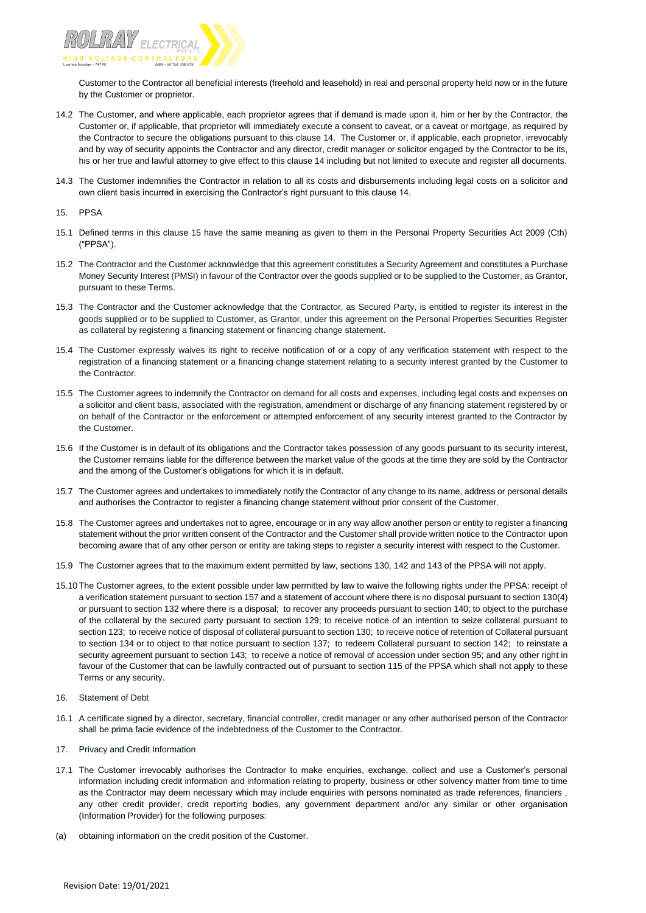Customer to the Contractor all beneficial interests (freehold and leasehold) in real and personal property held now or in the future by the Customer or proprietor.

14.2 The Customer, and where applicable, each proprietor agrees that if demand is made upon it, him or her by the Contractor, the Customer or, if applicable, that proprietor will immediately execute a consent to caveat, or a caveat or mortgage, as required by the Contractor to secure the obligations pursuant to this clause 14. The Customer or, if applicable, each proprietor, irrevocably and by way of security appoints the Contractor and any director, credit manager or solicitor engaged by the Contractor to be its, his or her true and lawful attorney to give effect to this clause 14 including but not limited to execute and register all documents.

14.3 The Customer indemnifies the Contractor in relation to all its costs and disbursements including legal costs on a solicitor and own client basis incurred in exercising the Contractor's right pursuant to this clause 14.

15. PPSA

15.1 Defined terms in this clause 15 have the same meaning as given to them in the Personal Property Securities Act 2009 (Cth) ("PPSA").

15.2 The Contractor and the Customer acknowledge that this agreement constitutes a Security Agreement and constitutes a Purchase Money Security Interest (PMSI) in favour of the Contractor over the goods supplied or to be supplied to the Customer, as Grantor, pursuant to these Terms.

15.3 The Contractor and the Customer acknowledge that the Contractor, as Secured Party, is entitled to register its interest in the goods supplied or to be supplied to Customer, as Grantor, under this agreement on the Personal Properties Securities Register as collateral by registering a financing statement or financing change statement.

15.4 The Customer expressly waives its right to receive notification of or a copy of any verification statement with respect to the registration of a financing statement or a financing change statement relating to a security interest granted by the Customer to the Contractor.

15.5 The Customer agrees to indemnify the Contractor on demand for all costs and expenses, including legal costs and expenses on a solicitor and client basis, associated with the registration, amendment or discharge of any financing statement registered by or on behalf of the Contractor or the enforcement or attempted enforcement of any security interest granted to the Contractor by the Customer.

15.6 If the Customer is in default of its obligations and the Contractor takes possession of any goods pursuant to its security interest, the Customer remains liable for the difference between the market value of the goods at the time they are sold by the Contractor and the among of the Customer's obligations for which it is in default.

15.7 The Customer agrees and undertakes to immediately notify the Contractor of any change to its name, address or personal details and authorises the Contractor to register a financing change statement without prior consent of the Customer.

15.8 The Customer agrees and undertakes not to agree, encourage or in any way allow another person or entity to register a financing statement without the prior written consent of the Contractor and the Customer shall provide written notice to the Contractor upon becoming aware that of any other person or entity are taking steps to register a security interest with respect to the Customer.

15.9 The Customer agrees that to the maximum extent permitted by law, sections 130, 142 and 143 of the PPSA will not apply.

15.10 The Customer agrees, to the extent possible under law permitted by law to waive the following rights under the PPSA: receipt of a verification statement pursuant to section 157 and a statement of account where there is no disposal pursuant to section 130(4) or pursuant to section 132 where there is a disposal; to recover any proceeds pursuant to section 140; to object to the purchase of the collateral by the secured party pursuant to section 129; to receive notice of an intention to seize collateral pursuant to section 123; to receive notice of disposal of collateral pursuant to section 130; to receive notice of retention of Collateral pursuant to section 134 or to object to that notice pursuant to section 137; to redeem Collateral pursuant to section 142; to reinstate a security agreement pursuant to section 143; to receive a notice of removal of accession under section 95; and any other right in favour of the Customer that can be lawfully contracted out of pursuant to section 115 of the PPSA which shall not apply to these Terms or any security.

16. Statement of Debt

16.1 A certificate signed by a director, secretary, financial controller, credit manager or any other authorised person of the Contractor shall be prima facie evidence of the indebtedness of the Customer to the Contractor.

17. Privacy and Credit Information

17.1 The Customer irrevocably authorises the Contractor to make enquiries, exchange, collect and use a Customer's personal information including credit information and information relating to property, business or other solvency matter from time to time as the Contractor may deem necessary which may include enquiries with persons nominated as trade references, financiers , any other credit provider, credit reporting bodies, any government department and/or any similar or other organisation (Information Provider) for the following purposes:

(a) obtaining information on the credit position of the Customer.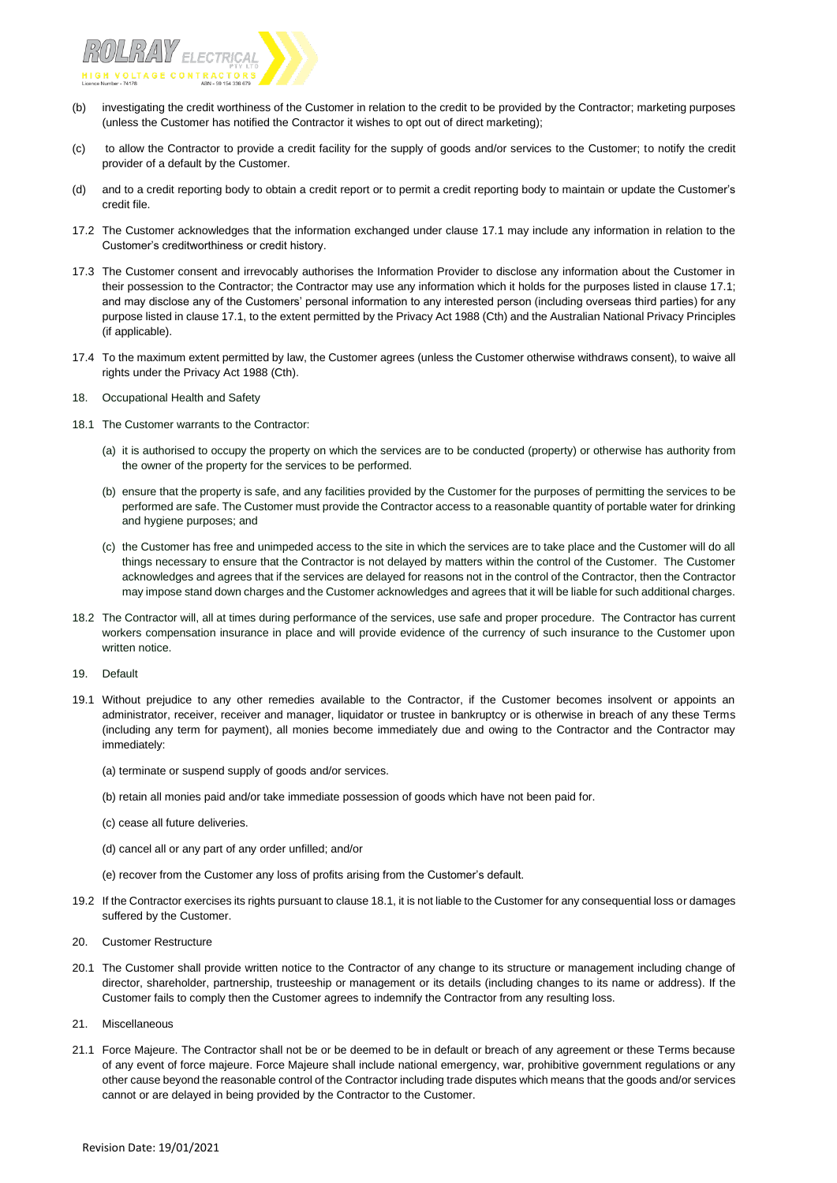(b) investigating the credit worthiness of the Customer in relation to the credit to be provided by the Contractor; marketing purposes (unless the Customer has notified the Contractor it wishes to opt out of direct marketing);

(c) to allow the Contractor to provide a credit facility for the supply of goods and/or services to the Customer; to notify the credit provider of a default by the Customer.

(d) and to a credit reporting body to obtain a credit report or to permit a credit reporting body to maintain or update the Customer's credit file.

17.2 The Customer acknowledges that the information exchanged under clause 17.1 may include any information in relation to the Customer's creditworthiness or credit history.

17.3 The Customer consent and irrevocably authorises the Information Provider to disclose any information about the Customer in their possession to the Contractor; the Contractor may use any information which it holds for the purposes listed in clause 17.1; and may disclose any of the Customers' personal information to any interested person (including overseas third parties) for any purpose listed in clause 17.1, to the extent permitted by the Privacy Act 1988 (Cth) and the Australian National Privacy Principles (if applicable).

17.4 To the maximum extent permitted by law, the Customer agrees (unless the Customer otherwise withdraws consent), to waive all rights under the Privacy Act 1988 (Cth).

18. Occupational Health and Safety

18.1 The Customer warrants to the Contractor:

(a) it is authorised to occupy the property on which the services are to be conducted (property) or otherwise has authority from the owner of the property for the services to be performed.

(b) ensure that the property is safe, and any facilities provided by the Customer for the purposes of permitting the services to be performed are safe. The Customer must provide the Contractor access to a reasonable quantity of portable water for drinking and hygiene purposes; and

(c) the Customer has free and unimpeded access to the site in which the services are to take place and the Customer will do all things necessary to ensure that the Contractor is not delayed by matters within the control of the Customer. The Customer acknowledges and agrees that if the services are delayed for reasons not in the control of the Contractor, then the Contractor may impose stand down charges and the Customer acknowledges and agrees that it will be liable for such additional charges.

18.2 The Contractor will, all at times during performance of the services, use safe and proper procedure. The Contractor has current workers compensation insurance in place and will provide evidence of the currency of such insurance to the Customer upon written notice.

19. Default

19.1 Without prejudice to any other remedies available to the Contractor, if the Customer becomes insolvent or appoints an administrator, receiver, receiver and manager, liquidator or trustee in bankruptcy or is otherwise in breach of any these Terms (including any term for payment), all monies become immediately due and owing to the Contractor and the Contractor may immediately:

(a) terminate or suspend supply of goods and/or services.

(b) retain all monies paid and/or take immediate possession of goods which have not been paid for.

(c) cease all future deliveries.

(d) cancel all or any part of any order unfilled; and/or

(e) recover from the Customer any loss of profits arising from the Customer's default.

19.2 If the Contractor exercises its rights pursuant to clause 18.1, it is not liable to the Customer for any consequential loss or damages suffered by the Customer.

20. Customer Restructure

20.1 The Customer shall provide written notice to the Contractor of any change to its structure or management including change of director, shareholder, partnership, trusteeship or management or its details (including changes to its name or address). If the Customer fails to comply then the Customer agrees to indemnify the Contractor from any resulting loss.

21. Miscellaneous

21.1 Force Majeure. The Contractor shall not be or be deemed to be in default or breach of any agreement or these Terms because of any event of force majeure. Force Majeure shall include national emergency, war, prohibitive government regulations or any other cause beyond the reasonable control of the Contractor including trade disputes which means that the goods and/or services cannot or are delayed in being provided by the Contractor to the Customer.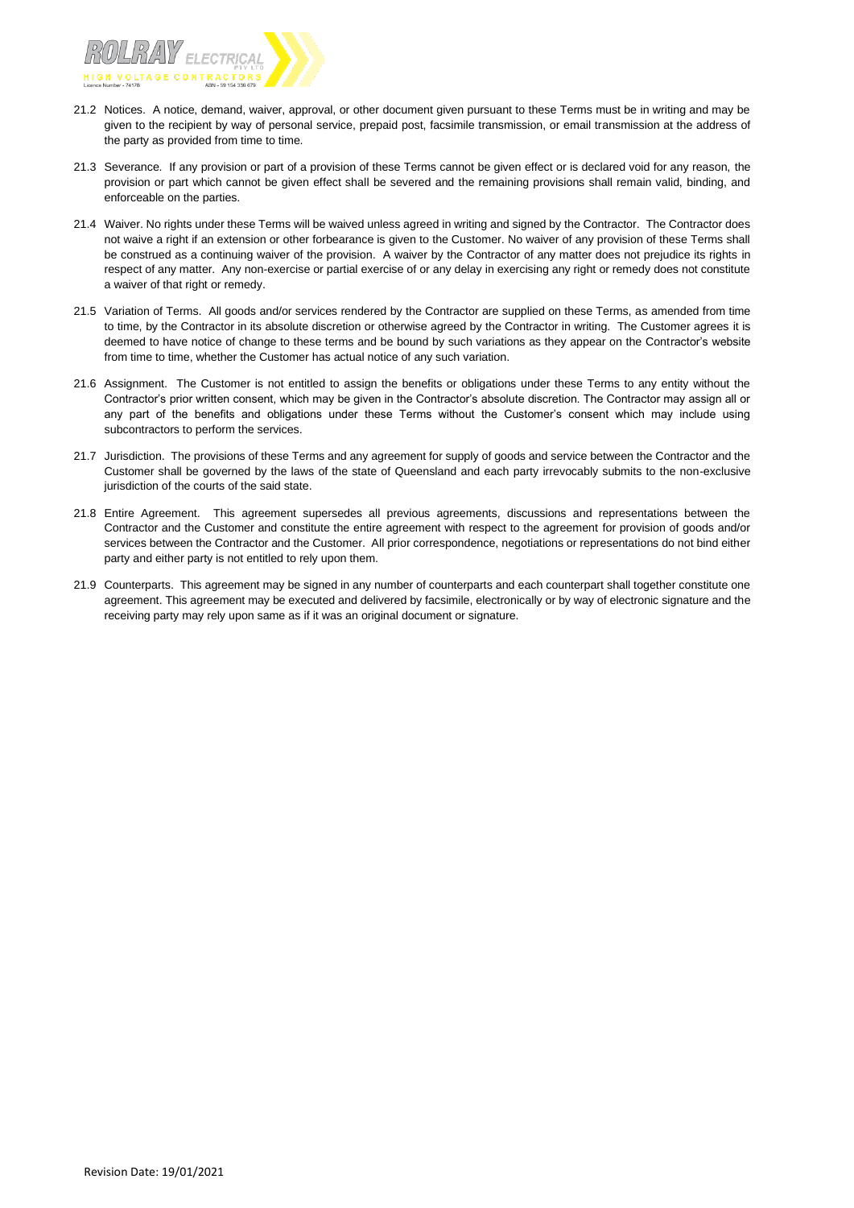21.2 Notices. A notice, demand, waiver, approval, or other document given pursuant to these Terms must be in writing and may be given to the recipient by way of personal service, prepaid post, facsimile transmission, or email transmission at the address of the party as provided from time to time.

21.3 Severance. If any provision or part of a provision of these Terms cannot be given effect or is declared void for any reason, the provision or part which cannot be given effect shall be severed and the remaining provisions shall remain valid, binding, and enforceable on the parties.

21.4 Waiver. No rights under these Terms will be waived unless agreed in writing and signed by the Contractor. The Contractor does not waive a right if an extension or other forbearance is given to the Customer. No waiver of any provision of these Terms shall be construed as a continuing waiver of the provision. A waiver by the Contractor of any matter does not prejudice its rights in respect of any matter. Any non-exercise or partial exercise of or any delay in exercising any right or remedy does not constitute a waiver of that right or remedy.

21.5 Variation of Terms. All goods and/or services rendered by the Contractor are supplied on these Terms, as amended from time to time, by the Contractor in its absolute discretion or otherwise agreed by the Contractor in writing. The Customer agrees it is deemed to have notice of change to these terms and be bound by such variations as they appear on the Contractor's website from time to time, whether the Customer has actual notice of any such variation.

21.6 Assignment. The Customer is not entitled to assign the benefits or obligations under these Terms to any entity without the Contractor's prior written consent, which may be given in the Contractor's absolute discretion. The Contractor may assign all or any part of the benefits and obligations under these Terms without the Customer's consent which may include using subcontractors to perform the services.

21.7 Jurisdiction. The provisions of these Terms and any agreement for supply of goods and service between the Contractor and the Customer shall be governed by the laws of the state of Queensland and each party irrevocably submits to the non-exclusive jurisdiction of the courts of the said state.

21.8 Entire Agreement. This agreement supersedes all previous agreements, discussions and representations between the Contractor and the Customer and constitute the entire agreement with respect to the agreement for provision of goods and/or services between the Contractor and the Customer. All prior correspondence, negotiations or representations do not bind either party and either party is not entitled to rely upon them.

21.9 Counterparts. This agreement may be signed in any number of counterparts and each counterpart shall together constitute one agreement. This agreement may be executed and delivered by facsimile, electronically or by way of electronic signature and the receiving party may rely upon same as if it was an original document or signature.